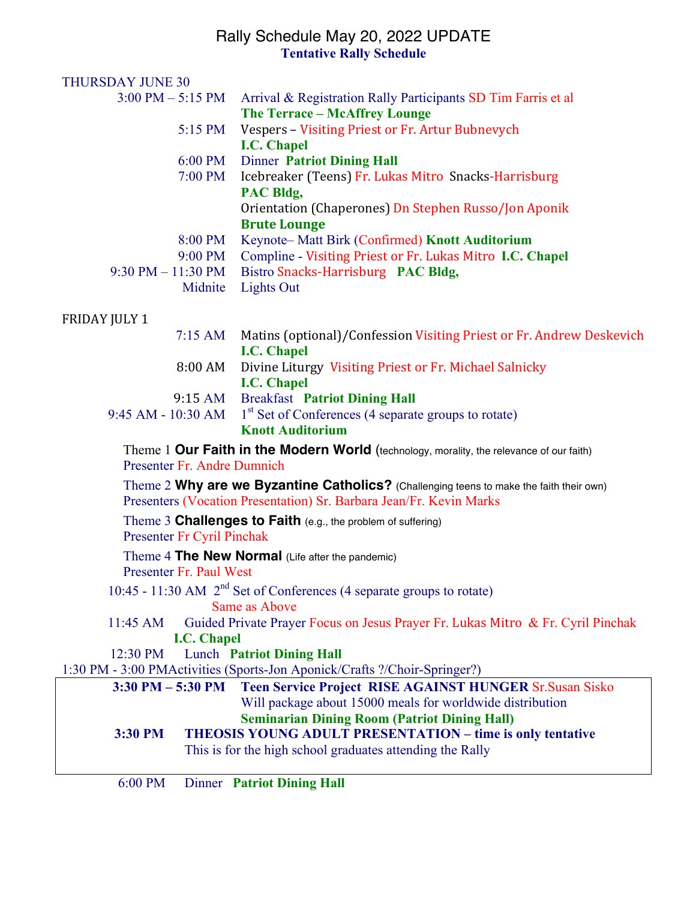# Rally Schedule May 20, 2022 UPDATE

**Tentative Rally Schedule**

## THURSDAY JUNE 30

3:00 PM – 5:15 PM Arrival & Registration Rally Participants SD Tim Farris et al
**The Terrace – McAffrey Lounge**

5:15 PM Vespers – Visiting Priest or Fr. Artur Bubnevych
**I.C. Chapel**

6:00 PM Dinner **Patriot Dining Hall**

7:00 PM Icebreaker (Teens) Fr. Lukas Mitro Snacks-Harrisburg
**PAC Bldg,**
Orientation (Chaperones) Dn Stephen Russo/Jon Aponik
**Brute Lounge**

8:00 PM Keynote– Matt Birk (Confirmed) **Knott Auditorium**

9:00 PM Compline - Visiting Priest or Fr. Lukas Mitro **I.C. Chapel**

9:30 PM – 11:30 PM Bistro Snacks-Harrisburg **PAC Bldg,**

Midnite Lights Out

## FRIDAY JULY 1

7:15 AM Matins (optional)/Confession Visiting Priest or Fr. Andrew Deskevich
**I.C. Chapel**

8:00 AM Divine Liturgy Visiting Priest or Fr. Michael Salnicky
**I.C. Chapel**

9:15 AM Breakfast **Patriot Dining Hall**

9:45 AM - 10:30 AM 1st Set of Conferences (4 separate groups to rotate)
**Knott Auditorium**

Theme 1 **Our Faith in the Modern World** (technology, morality, the relevance of our faith)
Presenter Fr. Andre Dumnich

Theme 2 **Why are we Byzantine Catholics?** (Challenging teens to make the faith their own)
Presenters (Vocation Presentation) Sr. Barbara Jean/Fr. Kevin Marks

Theme 3 **Challenges to Faith** (e.g., the problem of suffering)
Presenter Fr Cyril Pinchak

Theme 4 **The New Normal** (Life after the pandemic)
Presenter Fr. Paul West

10:45 - 11:30 AM 2nd Set of Conferences (4 separate groups to rotate)
Same as Above

11:45 AM Guided Private Prayer Focus on Jesus Prayer Fr. Lukas Mitro & Fr. Cyril Pinchak
**I.C. Chapel**

12:30 PM Lunch **Patriot Dining Hall**

1:30 PM - 3:00 PM Activities (Sports-Jon Aponick/Crafts ?/Choir-Springer?)

**3:30 PM – 5:30 PM Teen Service Project RISE AGAINST HUNGER** Sr.Susan Sisko
Will package about 15000 meals for worldwide distribution
**Seminarian Dining Room (Patriot Dining Hall)**

**3:30 PM THEOSIS YOUNG ADULT PRESENTATION – time is only tentative**
This is for the high school graduates attending the Rally

6:00 PM Dinner **Patriot Dining Hall**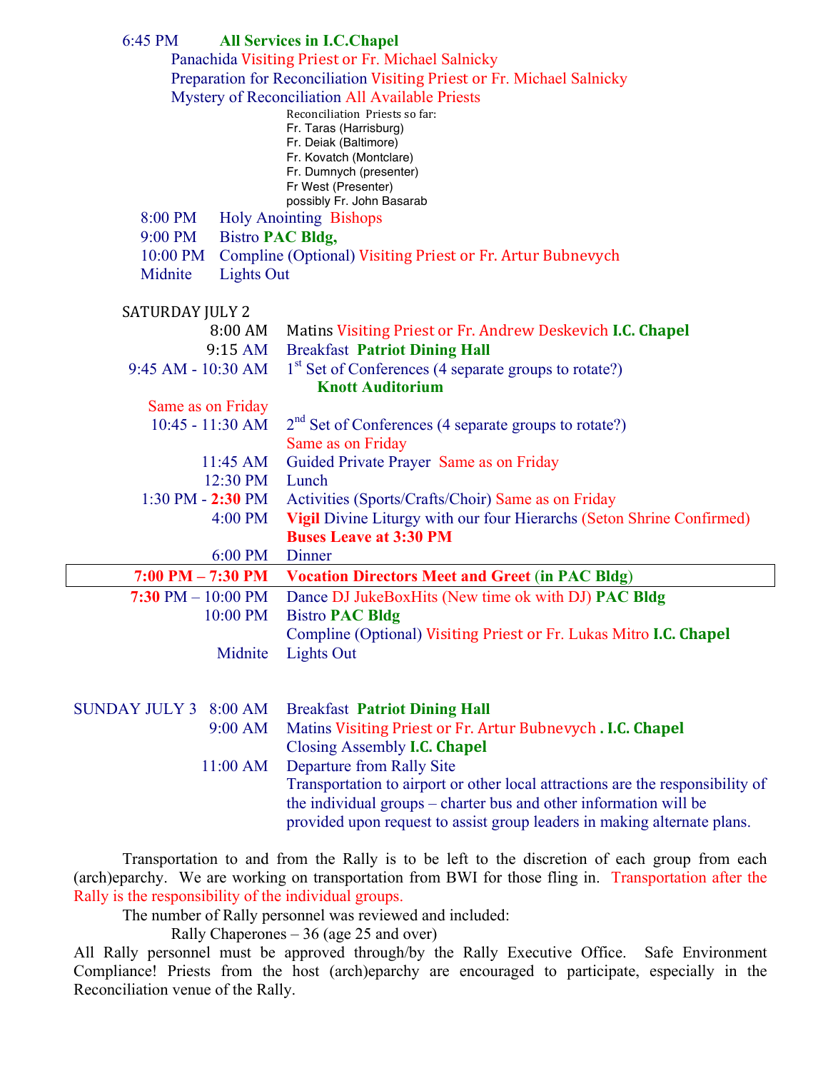6:45 PM **All Services in I.C.Chapel**

Panachida Visiting Priest or Fr. Michael Salnicky

Preparation for Reconciliation Visiting Priest or Fr. Michael Salnicky

Mystery of Reconciliation All Available Priests

Reconciliation Priests so far:
Fr. Taras (Harrisburg)
Fr. Deiak (Baltimore)
Fr. Kovatch (Montclare)
Fr. Dumnych (presenter)
Fr West (Presenter)
possibly Fr. John Basarab

| | |
|---|---|
| 8:00 PM | Holy Anointing Bishops |
| 9:00 PM | Bistro **PAC Bldg,** |
| 10:00 PM | Compline (Optional) Visiting Priest or Fr. Artur Bubnevych |
| Midnite | Lights Out |

SATURDAY JULY 2

| | |
|---|---|
| 8:00 AM | Matins Visiting Priest or Fr. Andrew Deskevich **I.C. Chapel** |
| 9:15 AM | Breakfast **Patriot Dining Hall** |
| 9:45 AM - 10:30 AM | 1st Set of Conferences (4 separate groups to rotate?) **Knott Auditorium** |
| Same as on Friday | |
| 10:45 - 11:30 AM | 2nd Set of Conferences (4 separate groups to rotate?) Same as on Friday |
| 11:45 AM | Guided Private Prayer Same as on Friday |
| 12:30 PM | Lunch |
| 1:30 PM - **2:30** PM | Activities (Sports/Crafts/Choir) Same as on Friday |
| 4:00 PM | **Vigil** Divine Liturgy with our four Hierarchs (Seton Shrine Confirmed) **Buses Leave at 3:30 PM** |
| 6:00 PM | Dinner |
| **7:00 PM – 7:30 PM** | **Vocation Directors Meet and Greet (in PAC Bldg)** |
| **7:30** PM – 10:00 PM | Dance DJ JukeBoxHits (New time ok with DJ) **PAC Bldg** |
| 10:00 PM | Bistro **PAC Bldg** |
| | Compline (Optional) Visiting Priest or Fr. Lukas Mitro **I.C. Chapel** |
| Midnite | Lights Out |

| | | |
|---|---|---|
| SUNDAY JULY 3 | 8:00 AM | Breakfast **Patriot Dining Hall** |
| | 9:00 AM | Matins Visiting Priest or Fr. Artur Bubnevych . **I.C. Chapel** |
| | | Closing Assembly **I.C. Chapel** |
| | 11:00 AM | Departure from Rally Site |
| | | Transportation to airport or other local attractions are the responsibility of the individual groups – charter bus and other information will be provided upon request to assist group leaders in making alternate plans. |

Transportation to and from the Rally is to be left to the discretion of each group from each (arch)eparchy. We are working on transportation from BWI for those fling in. Transportation after the Rally is the responsibility of the individual groups.

The number of Rally personnel was reviewed and included:

Rally Chaperones – 36 (age 25 and over)

All Rally personnel must be approved through/by the Rally Executive Office. Safe Environment Compliance! Priests from the host (arch)eparchy are encouraged to participate, especially in the Reconciliation venue of the Rally.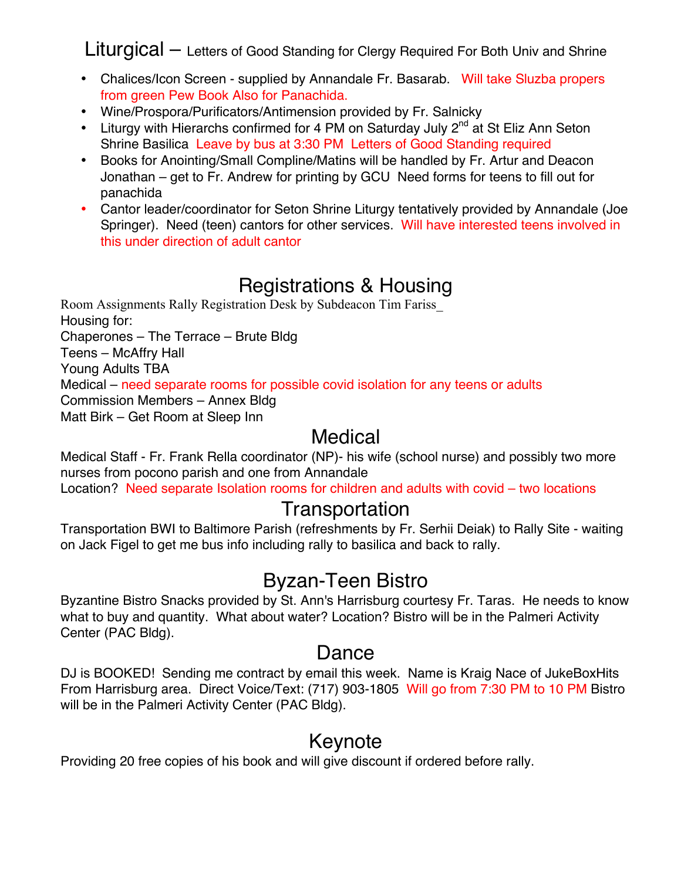## Liturgical – Letters of Good Standing for Clergy Required For Both Univ and Shrine

- Chalices/Icon Screen - supplied by Annandale Fr. Basarab. Will take Sluzba propers from green Pew Book Also for Panachida.
- Wine/Prospora/Purificators/Antimension provided by Fr. Salnicky
- Liturgy with Hierarchs confirmed for 4 PM on Saturday July 2nd at St Eliz Ann Seton Shrine Basilica Leave by bus at 3:30 PM Letters of Good Standing required
- Books for Anointing/Small Compline/Matins will be handled by Fr. Artur and Deacon Jonathan – get to Fr. Andrew for printing by GCU Need forms for teens to fill out for panachida
- Cantor leader/coordinator for Seton Shrine Liturgy tentatively provided by Annandale (Joe Springer). Need (teen) cantors for other services. Will have interested teens involved in this under direction of adult cantor

## Registrations & Housing

Room Assignments Rally Registration Desk by Subdeacon Tim Fariss_
Housing for:
Chaperones – The Terrace – Brute Bldg
Teens – McAffry Hall
Young Adults TBA
Medical – need separate rooms for possible covid isolation for any teens or adults
Commission Members – Annex Bldg
Matt Birk – Get Room at Sleep Inn

## Medical

Medical Staff - Fr. Frank Rella coordinator (NP)- his wife (school nurse) and possibly two more nurses from pocono parish and one from Annandale
Location? Need separate Isolation rooms for children and adults with covid – two locations

## Transportation

Transportation BWI to Baltimore Parish (refreshments by Fr. Serhii Deiak) to Rally Site - waiting on Jack Figel to get me bus info including rally to basilica and back to rally.

## Byzan-Teen Bistro

Byzantine Bistro Snacks provided by St. Ann's Harrisburg courtesy Fr. Taras. He needs to know what to buy and quantity. What about water? Location? Bistro will be in the Palmeri Activity Center (PAC Bldg).

## Dance

DJ is BOOKED! Sending me contract by email this week. Name is Kraig Nace of JukeBoxHits From Harrisburg area. Direct Voice/Text: (717) 903-1805 Will go from 7:30 PM to 10 PM Bistro will be in the Palmeri Activity Center (PAC Bldg).

## Keynote

Providing 20 free copies of his book and will give discount if ordered before rally.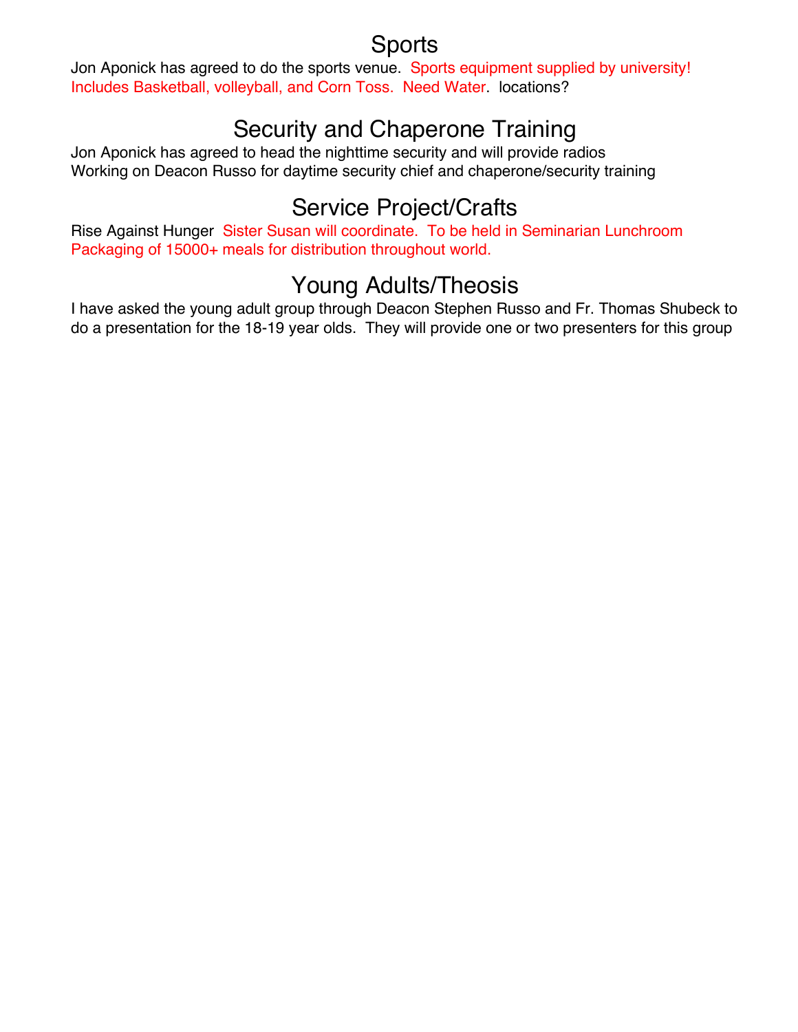## Sports

Jon Aponick has agreed to do the sports venue. Sports equipment supplied by university! Includes Basketball, volleyball, and Corn Toss. Need Water. locations?

## Security and Chaperone Training

Jon Aponick has agreed to head the nighttime security and will provide radios
Working on Deacon Russo for daytime security chief and chaperone/security training

## Service Project/Crafts

Rise Against Hunger Sister Susan will coordinate. To be held in Seminarian Lunchroom Packaging of 15000+ meals for distribution throughout world.

## Young Adults/Theosis

I have asked the young adult group through Deacon Stephen Russo and Fr. Thomas Shubeck to do a presentation for the 18-19 year olds. They will provide one or two presenters for this group